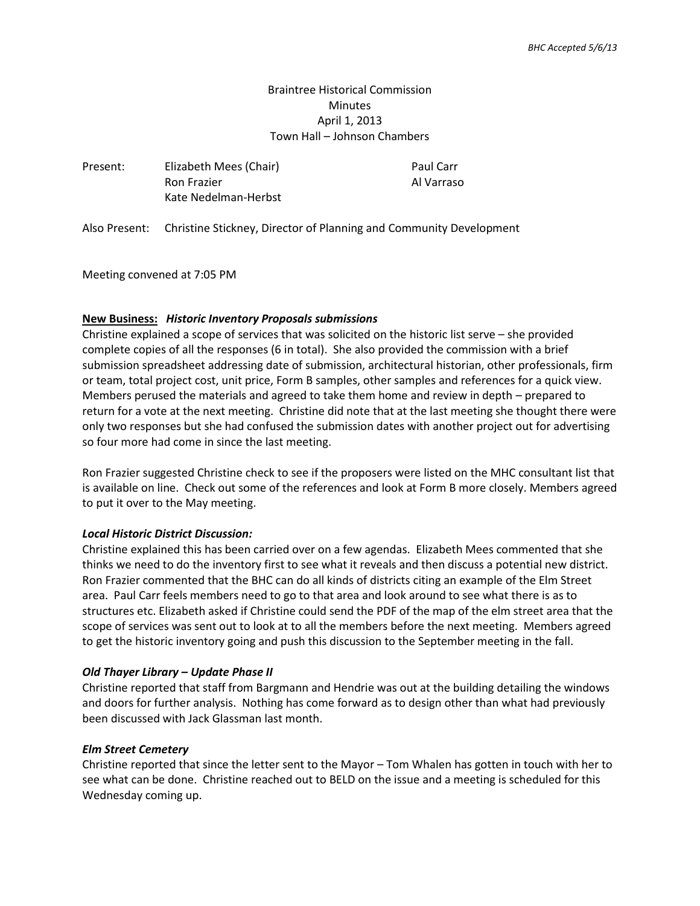*BHC Accepted 5/6/13*

Braintree Historical Commission
Minutes
April 1, 2013
Town Hall – Johnson Chambers

Present: Elizabeth Mees (Chair)
Ron Frazier
Kate Nedelman-Herbst
Paul Carr
Al Varraso

Also Present: Christine Stickney, Director of Planning and Community Development

Meeting convened at 7:05 PM

**New Business:** ***Historic Inventory Proposals submissions***

Christine explained a scope of services that was solicited on the historic list serve – she provided complete copies of all the responses (6 in total). She also provided the commission with a brief submission spreadsheet addressing date of submission, architectural historian, other professionals, firm or team, total project cost, unit price, Form B samples, other samples and references for a quick view. Members perused the materials and agreed to take them home and review in depth – prepared to return for a vote at the next meeting. Christine did note that at the last meeting she thought there were only two responses but she had confused the submission dates with another project out for advertising so four more had come in since the last meeting.

Ron Frazier suggested Christine check to see if the proposers were listed on the MHC consultant list that is available on line. Check out some of the references and look at Form B more closely. Members agreed to put it over to the May meeting.

***Local Historic District Discussion:***

Christine explained this has been carried over on a few agendas. Elizabeth Mees commented that she thinks we need to do the inventory first to see what it reveals and then discuss a potential new district. Ron Frazier commented that the BHC can do all kinds of districts citing an example of the Elm Street area. Paul Carr feels members need to go to that area and look around to see what there is as to structures etc. Elizabeth asked if Christine could send the PDF of the map of the elm street area that the scope of services was sent out to look at to all the members before the next meeting. Members agreed to get the historic inventory going and push this discussion to the September meeting in the fall.

***Old Thayer Library – Update Phase II***

Christine reported that staff from Bargmann and Hendrie was out at the building detailing the windows and doors for further analysis. Nothing has come forward as to design other than what had previously been discussed with Jack Glassman last month.

***Elm Street Cemetery***

Christine reported that since the letter sent to the Mayor – Tom Whalen has gotten in touch with her to see what can be done. Christine reached out to BELD on the issue and a meeting is scheduled for this Wednesday coming up.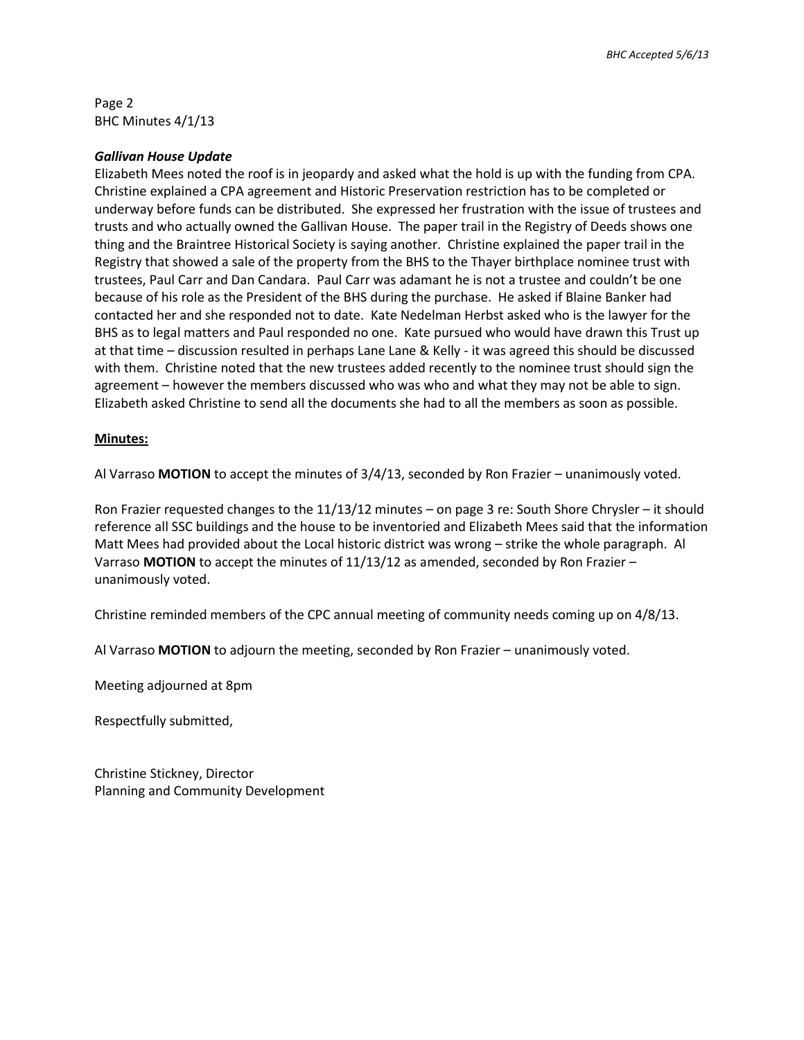Page 2
BHC Minutes 4/1/13

***Gallivan House Update***
Elizabeth Mees noted the roof is in jeopardy and asked what the hold is up with the funding from CPA. Christine explained a CPA agreement and Historic Preservation restriction has to be completed or underway before funds can be distributed. She expressed her frustration with the issue of trustees and trusts and who actually owned the Gallivan House. The paper trail in the Registry of Deeds shows one thing and the Braintree Historical Society is saying another. Christine explained the paper trail in the Registry that showed a sale of the property from the BHS to the Thayer birthplace nominee trust with trustees, Paul Carr and Dan Candara. Paul Carr was adamant he is not a trustee and couldn't be one because of his role as the President of the BHS during the purchase. He asked if Blaine Banker had contacted her and she responded not to date. Kate Nedelman Herbst asked who is the lawyer for the BHS as to legal matters and Paul responded no one. Kate pursued who would have drawn this Trust up at that time – discussion resulted in perhaps Lane Lane & Kelly - it was agreed this should be discussed with them. Christine noted that the new trustees added recently to the nominee trust should sign the agreement – however the members discussed who was who and what they may not be able to sign. Elizabeth asked Christine to send all the documents she had to all the members as soon as possible.

**Minutes:**

Al Varraso **MOTION** to accept the minutes of 3/4/13, seconded by Ron Frazier – unanimously voted.

Ron Frazier requested changes to the 11/13/12 minutes – on page 3 re: South Shore Chrysler – it should reference all SSC buildings and the house to be inventoried and Elizabeth Mees said that the information Matt Mees had provided about the Local historic district was wrong – strike the whole paragraph. Al Varraso **MOTION** to accept the minutes of 11/13/12 as amended, seconded by Ron Frazier – unanimously voted.

Christine reminded members of the CPC annual meeting of community needs coming up on 4/8/13.

Al Varraso **MOTION** to adjourn the meeting, seconded by Ron Frazier – unanimously voted.

Meeting adjourned at 8pm

Respectfully submitted,

Christine Stickney, Director
Planning and Community Development